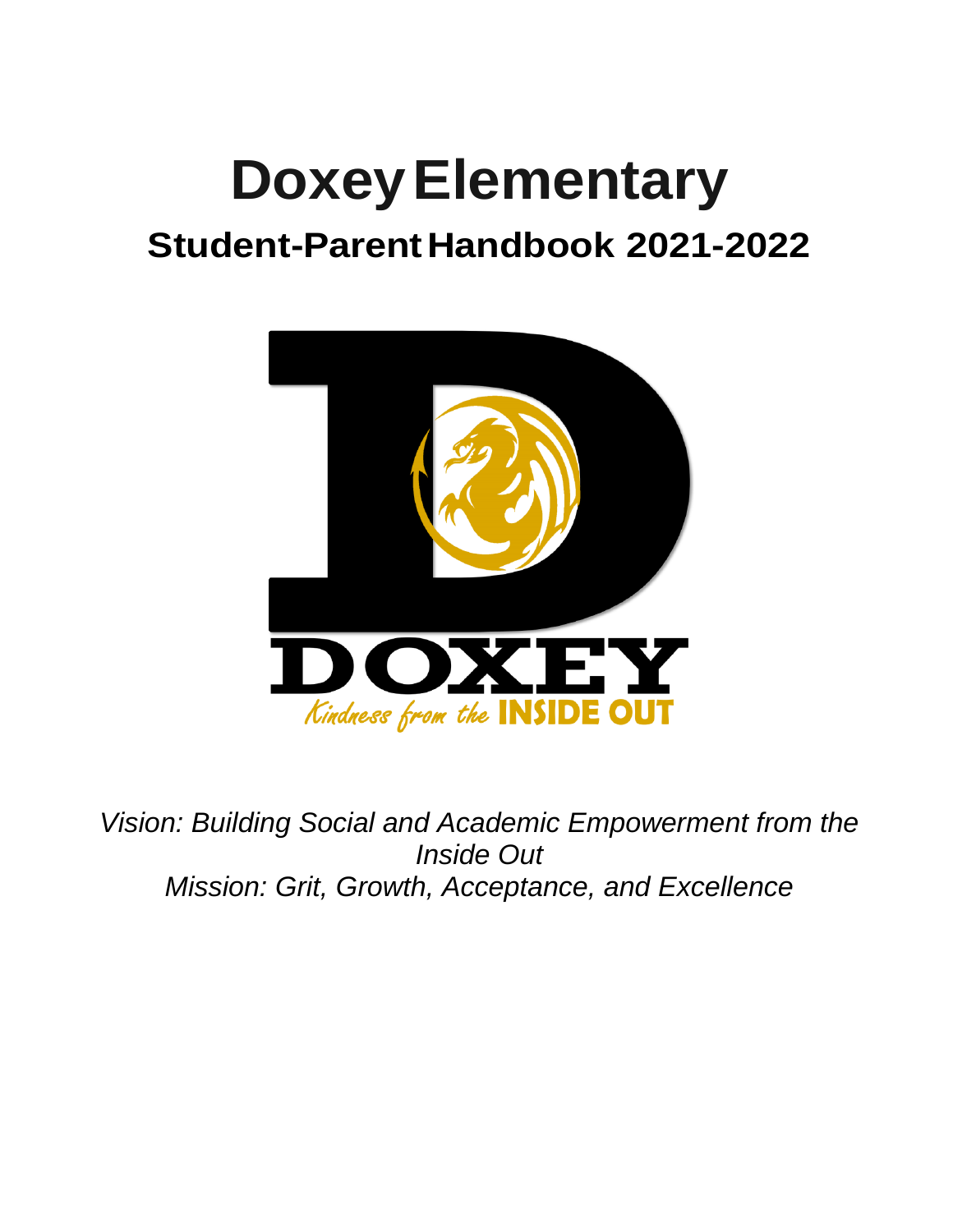# Doxey Elementary

## Student-Parent Handbook 2021-2022

DOXEY

*Kindness from the* **INSIDE OUT**

*Vision: Building Social and Academic Empowerment from the Inside Out*

*Mission: Grit, Growth, Acceptance, and Excellence*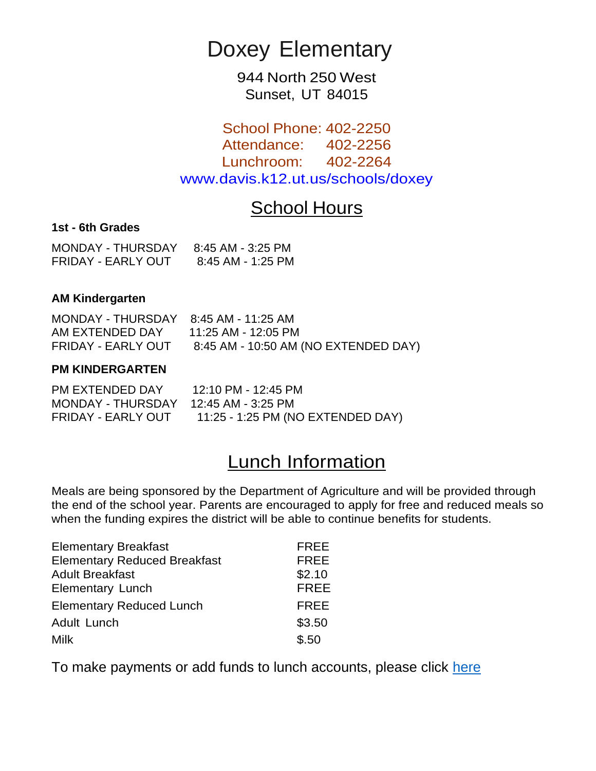# Doxey Elementary

944 North 250 West
Sunset, UT 84015

School Phone: 402-2250
Attendance: 402-2256
Lunchroom: 402-2264
www.davis.k12.ut.us/schools/doxey

## School Hours

**1st - 6th Grades**

| | |
|---|---|
| MONDAY - THURSDAY | 8:45 AM - 3:25 PM |
| FRIDAY - EARLY OUT | 8:45 AM - 1:25 PM |

**AM Kindergarten**

| | |
|---|---|
| MONDAY - THURSDAY | 8:45 AM - 11:25 AM |
| AM EXTENDED DAY | 11:25 AM - 12:05 PM |
| FRIDAY - EARLY OUT | 8:45 AM - 10:50 AM (NO EXTENDED DAY) |

**PM KINDERGARTEN**

| | |
|---|---|
| PM EXTENDED DAY | 12:10 PM - 12:45 PM |
| MONDAY - THURSDAY | 12:45 AM - 3:25 PM |
| FRIDAY - EARLY OUT | 11:25 - 1:25 PM (NO EXTENDED DAY) |

## Lunch Information

Meals are being sponsored by the Department of Agriculture and will be provided through the end of the school year. Parents are encouraged to apply for free and reduced meals so when the funding expires the district will be able to continue benefits for students.

| | |
|---|---|
| Elementary Breakfast | FREE |
| Elementary Reduced Breakfast | FREE |
| Adult Breakfast | $2.10 |
| Elementary Lunch | FREE |
| Elementary Reduced Lunch | FREE |
| Adult Lunch | $3.50 |
| Milk | $.50 |

To make payments or add funds to lunch accounts, please click here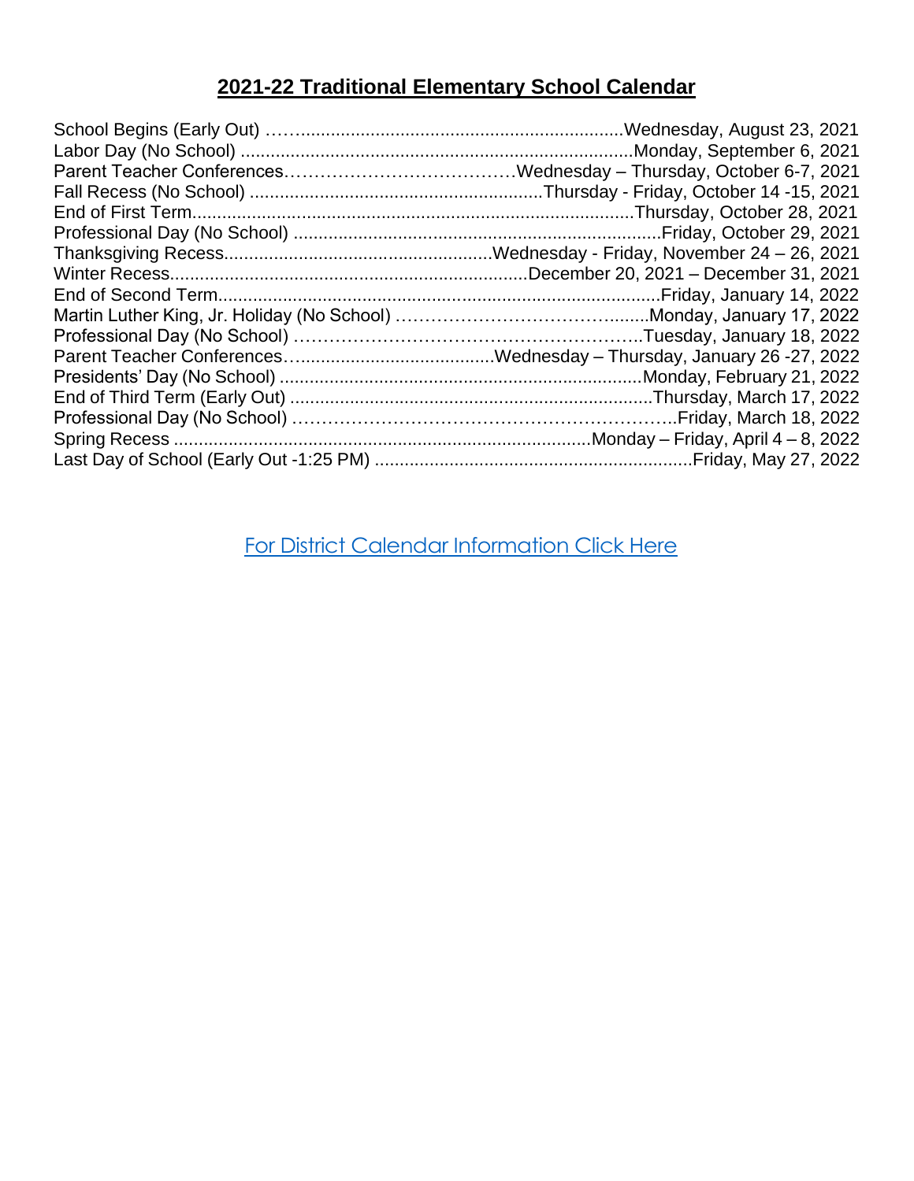## 2021-22 Traditional Elementary School Calendar

School Begins (Early Out) ……...................................................................Wednesday, August 23, 2021
Labor Day (No School) ...............................................................................Monday, September 6, 2021
Parent Teacher Conferences…………………………………Wednesday – Thursday, October 6-7, 2021
Fall Recess (No School) ...........................................................Thursday - Friday, October 14 -15, 2021
End of First Term.........................................................................................Thursday, October 28, 2021
Professional Day (No School) .........................................................................Friday, October 29, 2021
Thanksgiving Recess.....................................................Wednesday - Friday, November 24 – 26, 2021
Winter Recess.......................................................................December 20, 2021 – December 31, 2021
End of Second Term........................................................................................Friday, January 14, 2022
Martin Luther King, Jr. Holiday (No School) ……………………………….........Monday, January 17, 2022
Professional Day (No School) …………………………………………………..Tuesday, January 18, 2022
Parent Teacher Conferences…......................................Wednesday – Thursday, January 26 -27, 2022
Presidents' Day (No School) .........................................................................Monday, February 21, 2022
End of Third Term (Early Out) ........................................................................Thursday, March 17, 2022
Professional Day (No School) ……………………………………………………..Friday, March 18, 2022
Spring Recess ....................................................................................Monday – Friday, April 4 – 8, 2022
Last Day of School (Early Out -1:25 PM) ...............................................................Friday, May 27, 2022

For District Calendar Information Click Here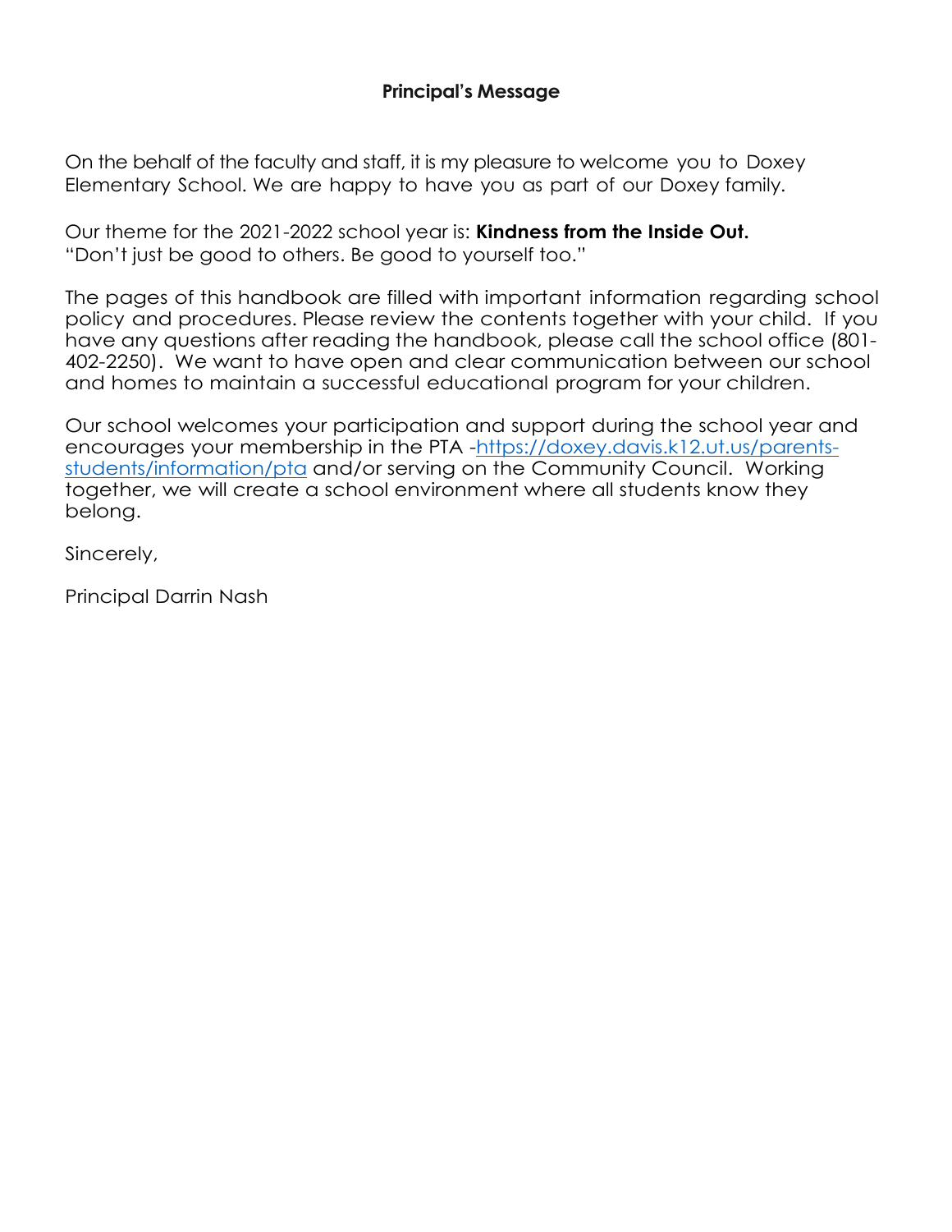## Principal's Message

On the behalf of the faculty and staff, it is my pleasure to welcome you to Doxey Elementary School. We are happy to have you as part of our Doxey family.

Our theme for the 2021-2022 school year is: **Kindness from the Inside Out.**
"Don't just be good to others. Be good to yourself too."

The pages of this handbook are filled with important information regarding school policy and procedures. Please review the contents together with your child. If you have any questions after reading the handbook, please call the school office (801-402-2250). We want to have open and clear communication between our school and homes to maintain a successful educational program for your children.

Our school welcomes your participation and support during the school year and encourages your membership in the PTA -https://doxey.davis.k12.ut.us/parents-students/information/pta and/or serving on the Community Council. Working together, we will create a school environment where all students know they belong.

Sincerely,

Principal Darrin Nash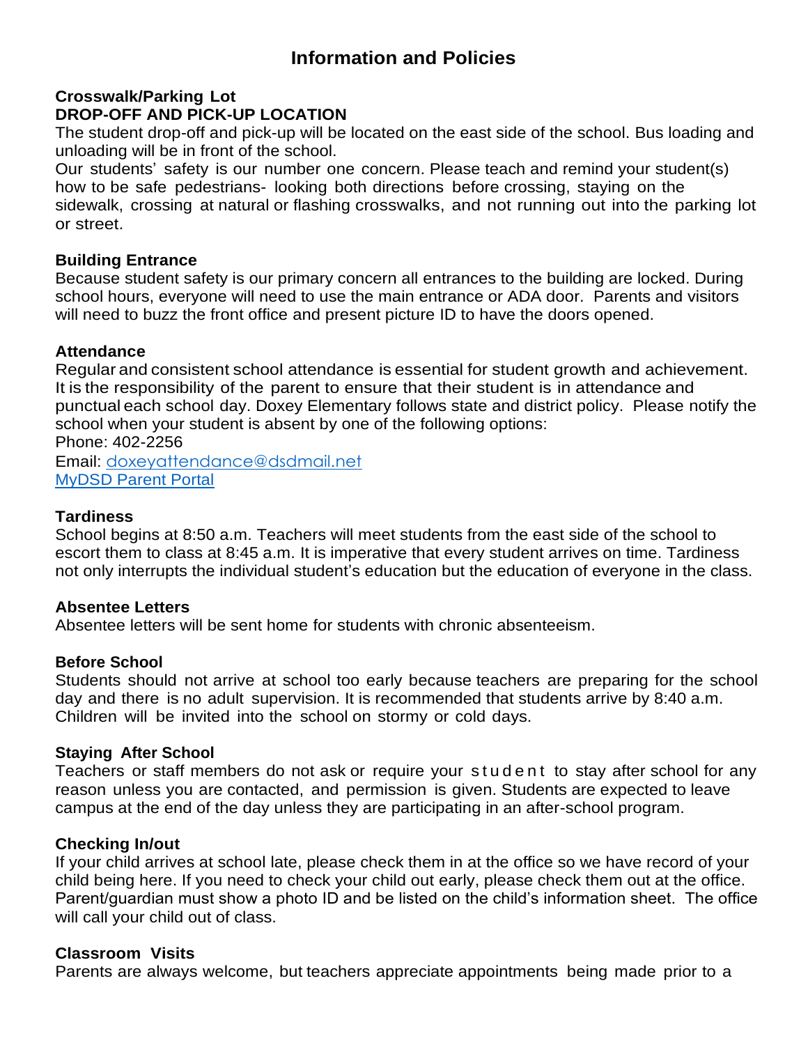# Information and Policies

### Crosswalk/Parking Lot
### DROP-OFF AND PICK-UP LOCATION

The student drop-off and pick-up will be located on the east side of the school. Bus loading and unloading will be in front of the school.

Our students' safety is our number one concern. Please teach and remind your student(s) how to be safe pedestrians- looking both directions before crossing, staying on the sidewalk, crossing at natural or flashing crosswalks, and not running out into the parking lot or street.

### Building Entrance

Because student safety is our primary concern all entrances to the building are locked. During school hours, everyone will need to use the main entrance or ADA door. Parents and visitors will need to buzz the front office and present picture ID to have the doors opened.

### Attendance

Regular and consistent school attendance is essential for student growth and achievement. It is the responsibility of the parent to ensure that their student is in attendance and punctual each school day. Doxey Elementary follows state and district policy. Please notify the school when your student is absent by one of the following options:

Phone: 402-2256
Email: doxeyattendance@dsdmail.net
MyDSD Parent Portal

### Tardiness

School begins at 8:50 a.m. Teachers will meet students from the east side of the school to escort them to class at 8:45 a.m. It is imperative that every student arrives on time. Tardiness not only interrupts the individual student's education but the education of everyone in the class.

### Absentee Letters

Absentee letters will be sent home for students with chronic absenteeism.

### Before School

Students should not arrive at school too early because teachers are preparing for the school day and there is no adult supervision. It is recommended that students arrive by 8:40 a.m. Children will be invited into the school on stormy or cold days.

### Staying After School

Teachers or staff members do not ask or require your student to stay after school for any reason unless you are contacted, and permission is given. Students are expected to leave campus at the end of the day unless they are participating in an after-school program.

### Checking In/out

If your child arrives at school late, please check them in at the office so we have record of your child being here. If you need to check your child out early, please check them out at the office. Parent/guardian must show a photo ID and be listed on the child's information sheet. The office will call your child out of class.

### Classroom Visits

Parents are always welcome, but teachers appreciate appointments being made prior to a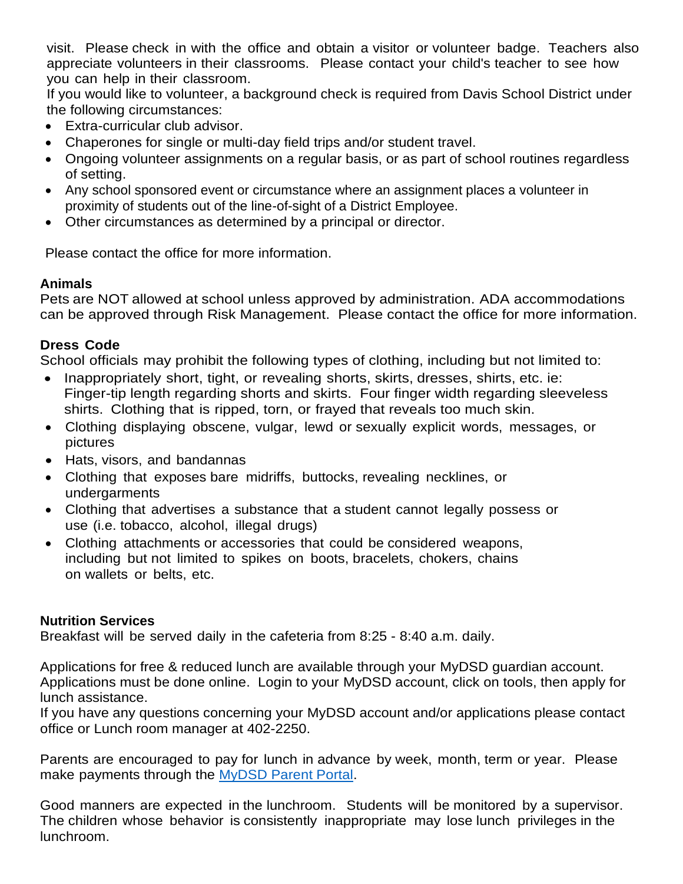visit. Please check in with the office and obtain a visitor or volunteer badge. Teachers also appreciate volunteers in their classrooms. Please contact your child's teacher to see how you can help in their classroom.
If you would like to volunteer, a background check is required from Davis School District under the following circumstances:

- Extra-curricular club advisor.
- Chaperones for single or multi-day field trips and/or student travel.
- Ongoing volunteer assignments on a regular basis, or as part of school routines regardless of setting.
- Any school sponsored event or circumstance where an assignment places a volunteer in proximity of students out of the line-of-sight of a District Employee.
- Other circumstances as determined by a principal or director.

Please contact the office for more information.

**Animals**
Pets are NOT allowed at school unless approved by administration. ADA accommodations can be approved through Risk Management. Please contact the office for more information.

**Dress Code**
School officials may prohibit the following types of clothing, including but not limited to:

- Inappropriately short, tight, or revealing shorts, skirts, dresses, shirts, etc. ie: Finger-tip length regarding shorts and skirts. Four finger width regarding sleeveless shirts. Clothing that is ripped, torn, or frayed that reveals too much skin.
- Clothing displaying obscene, vulgar, lewd or sexually explicit words, messages, or pictures
- Hats, visors, and bandannas
- Clothing that exposes bare midriffs, buttocks, revealing necklines, or undergarments
- Clothing that advertises a substance that a student cannot legally possess or use (i.e. tobacco, alcohol, illegal drugs)
- Clothing attachments or accessories that could be considered weapons, including but not limited to spikes on boots, bracelets, chokers, chains on wallets or belts, etc.

**Nutrition Services**
Breakfast will be served daily in the cafeteria from 8:25 - 8:40 a.m. daily.

Applications for free & reduced lunch are available through your MyDSD guardian account. Applications must be done online. Login to your MyDSD account, click on tools, then apply for lunch assistance.
If you have any questions concerning your MyDSD account and/or applications please contact office or Lunch room manager at 402-2250.

Parents are encouraged to pay for lunch in advance by week, month, term or year. Please make payments through the MyDSD Parent Portal.

Good manners are expected in the lunchroom. Students will be monitored by a supervisor. The children whose behavior is consistently inappropriate may lose lunch privileges in the lunchroom.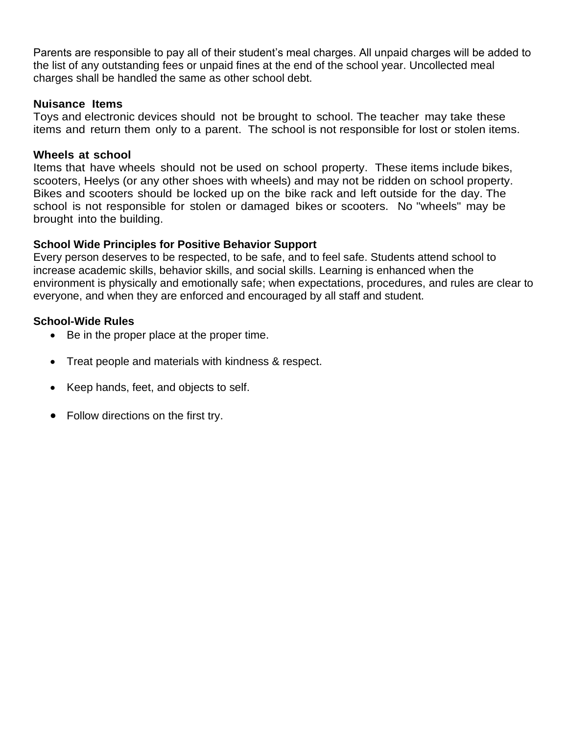Parents are responsible to pay all of their student's meal charges. All unpaid charges will be added to the list of any outstanding fees or unpaid fines at the end of the school year. Uncollected meal charges shall be handled the same as other school debt.

**Nuisance Items**

Toys and electronic devices should not be brought to school. The teacher may take these items and return them only to a parent. The school is not responsible for lost or stolen items.

**Wheels at school**

Items that have wheels should not be used on school property. These items include bikes, scooters, Heelys (or any other shoes with wheels) and may not be ridden on school property. Bikes and scooters should be locked up on the bike rack and left outside for the day. The school is not responsible for stolen or damaged bikes or scooters. No "wheels" may be brought into the building.

**School Wide Principles for Positive Behavior Support**

Every person deserves to be respected, to be safe, and to feel safe. Students attend school to increase academic skills, behavior skills, and social skills. Learning is enhanced when the environment is physically and emotionally safe; when expectations, procedures, and rules are clear to everyone, and when they are enforced and encouraged by all staff and student.

**School-Wide Rules**

- Be in the proper place at the proper time.
- Treat people and materials with kindness & respect.
- Keep hands, feet, and objects to self.
- Follow directions on the first try.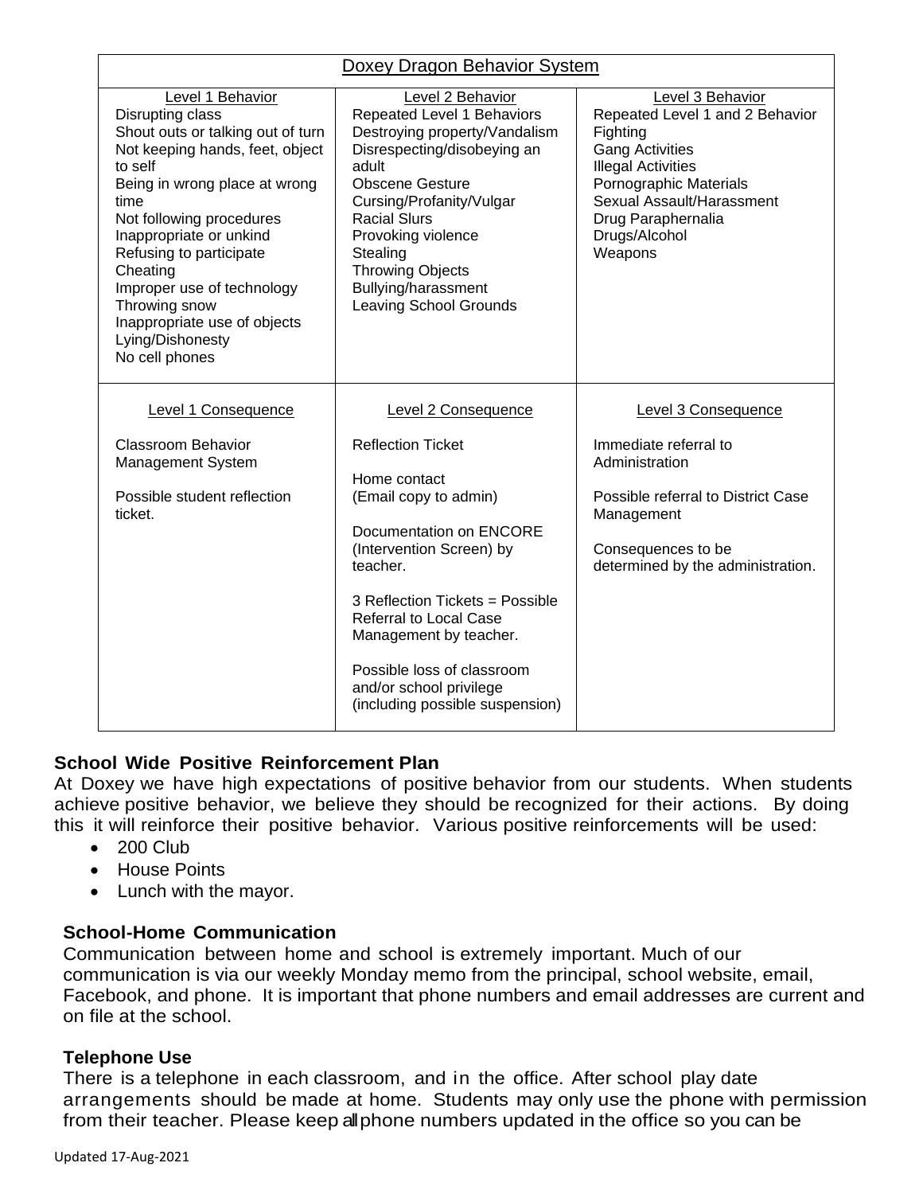| Doxey Dragon Behavior System | | |
|---|---|---|
| Level 1 Behavior<br>Disrupting class<br>Shout outs or talking out of turn<br>Not keeping hands, feet, object to self<br>Being in wrong place at wrong time<br>Not following procedures<br>Inappropriate or unkind<br>Refusing to participate<br>Cheating<br>Improper use of technology<br>Throwing snow<br>Inappropriate use of objects<br>Lying/Dishonesty<br>No cell phones | Level 2 Behavior<br>Repeated Level 1 Behaviors<br>Destroying property/Vandalism<br>Disrespecting/disobeying an adult<br>Obscene Gesture<br>Cursing/Profanity/Vulgar<br>Racial Slurs<br>Provoking violence<br>Stealing<br>Throwing Objects<br>Bullying/harassment<br>Leaving School Grounds | Level 3 Behavior<br>Repeated Level 1 and 2 Behavior<br>Fighting<br>Gang Activities<br>Illegal Activities<br>Pornographic Materials<br>Sexual Assault/Harassment<br>Drug Paraphernalia<br>Drugs/Alcohol<br>Weapons |
| Level 1 Consequence<br><br>Classroom Behavior Management System<br><br>Possible student reflection ticket. | Level 2 Consequence<br><br>Reflection Ticket<br><br>Home contact<br>(Email copy to admin)<br><br>Documentation on ENCORE (Intervention Screen) by teacher.<br><br>3 Reflection Tickets = Possible Referral to Local Case Management by teacher.<br><br>Possible loss of classroom and/or school privilege (including possible suspension) | Level 3 Consequence<br><br>Immediate referral to Administration<br><br>Possible referral to District Case Management<br><br>Consequences to be determined by the administration. |

## School Wide Positive Reinforcement Plan

At Doxey we have high expectations of positive behavior from our students. When students achieve positive behavior, we believe they should be recognized for their actions. By doing this it will reinforce their positive behavior. Various positive reinforcements will be used:

- 200 Club
- House Points
- Lunch with the mayor.

## School-Home Communication

Communication between home and school is extremely important. Much of our communication is via our weekly Monday memo from the principal, school website, email, Facebook, and phone. It is important that phone numbers and email addresses are current and on file at the school.

## Telephone Use

There is a telephone in each classroom, and in the office. After school play date arrangements should be made at home. Students may only use the phone with permission from their teacher. Please keep all phone numbers updated in the office so you can be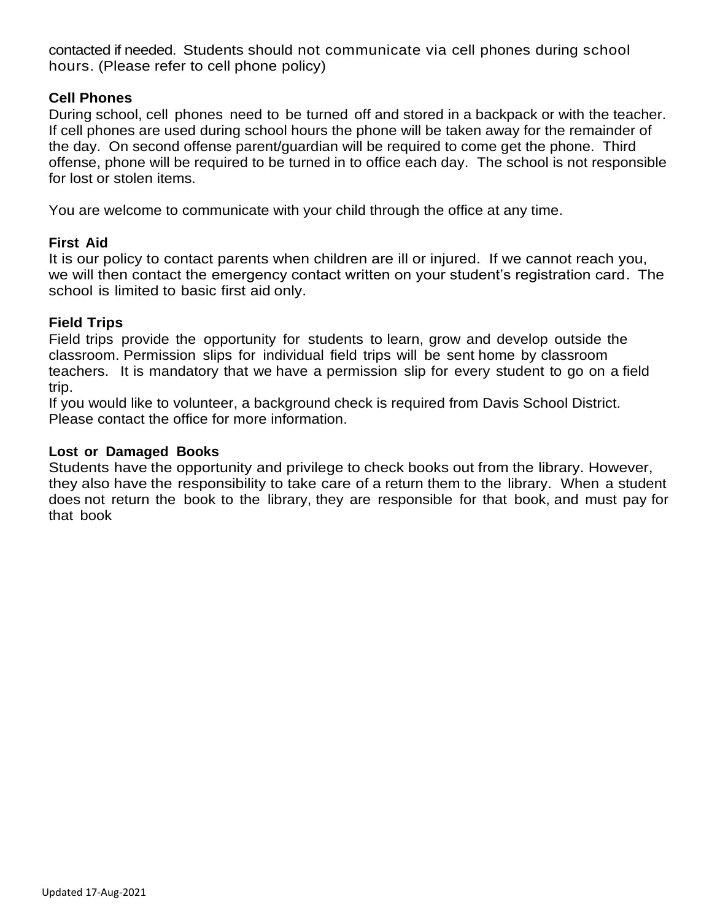contacted if needed. Students should not communicate via cell phones during school hours. (Please refer to cell phone policy)

**Cell Phones**

During school, cell phones need to be turned off and stored in a backpack or with the teacher. If cell phones are used during school hours the phone will be taken away for the remainder of the day. On second offense parent/guardian will be required to come get the phone. Third offense, phone will be required to be turned in to office each day. The school is not responsible for lost or stolen items.

You are welcome to communicate with your child through the office at any time.

**First Aid**

It is our policy to contact parents when children are ill or injured. If we cannot reach you, we will then contact the emergency contact written on your student's registration card. The school is limited to basic first aid only.

**Field Trips**

Field trips provide the opportunity for students to learn, grow and develop outside the classroom. Permission slips for individual field trips will be sent home by classroom teachers. It is mandatory that we have a permission slip for every student to go on a field trip.

If you would like to volunteer, a background check is required from Davis School District. Please contact the office for more information.

**Lost or Damaged Books**

Students have the opportunity and privilege to check books out from the library. However, they also have the responsibility to take care of a return them to the library. When a student does not return the book to the library, they are responsible for that book, and must pay for that book

Updated 17-Aug-2021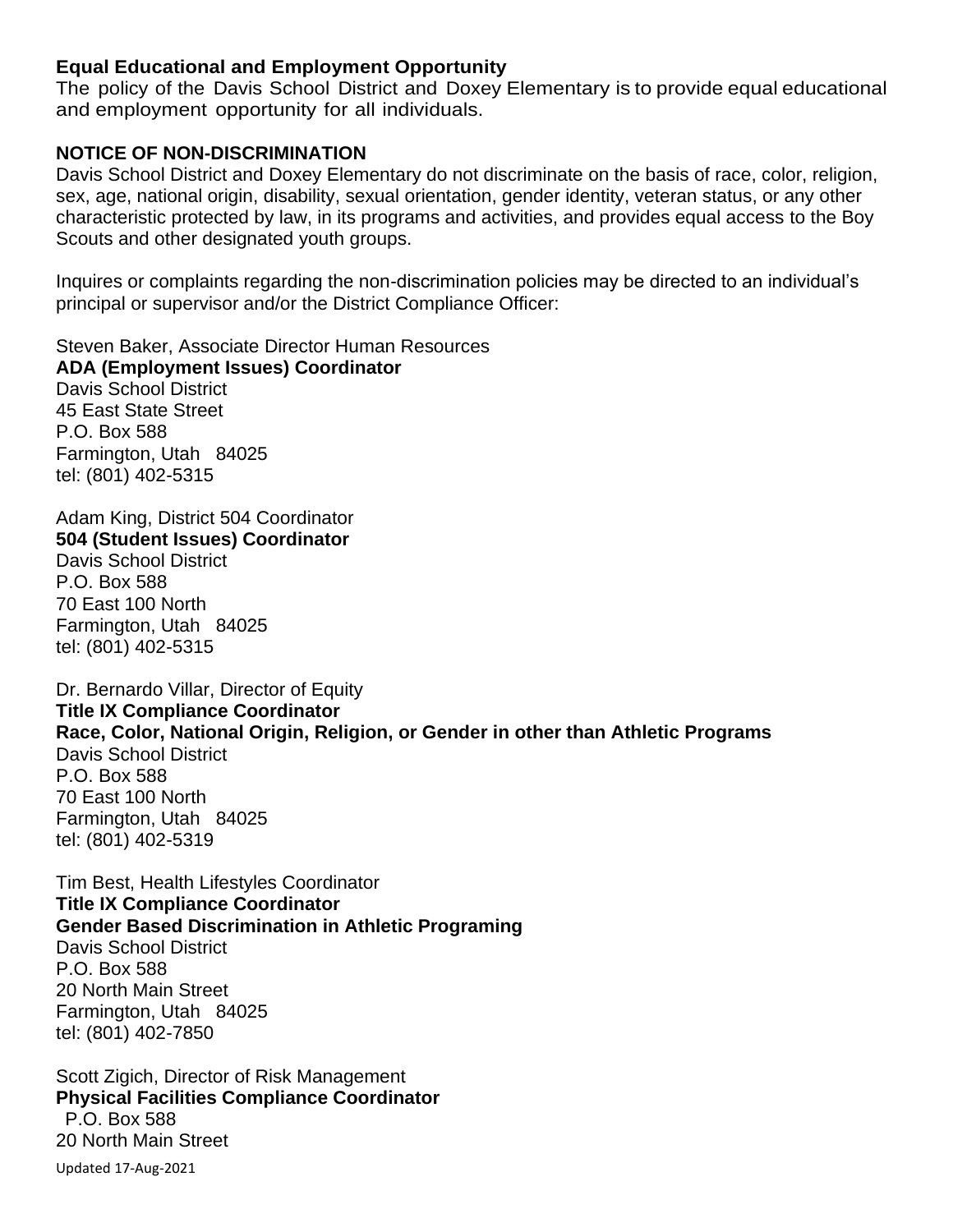**Equal Educational and Employment Opportunity**

The policy of the Davis School District and Doxey Elementary is to provide equal educational and employment opportunity for all individuals.

**NOTICE OF NON-DISCRIMINATION**

Davis School District and Doxey Elementary do not discriminate on the basis of race, color, religion, sex, age, national origin, disability, sexual orientation, gender identity, veteran status, or any other characteristic protected by law, in its programs and activities, and provides equal access to the Boy Scouts and other designated youth groups.

Inquires or complaints regarding the non-discrimination policies may be directed to an individual's principal or supervisor and/or the District Compliance Officer:

Steven Baker, Associate Director Human Resources
**ADA (Employment Issues) Coordinator**
Davis School District
45 East State Street
P.O. Box 588
Farmington, Utah 84025
tel: (801) 402-5315

Adam King, District 504 Coordinator
**504 (Student Issues) Coordinator**
Davis School District
P.O. Box 588
70 East 100 North
Farmington, Utah 84025
tel: (801) 402-5315

Dr. Bernardo Villar, Director of Equity
**Title IX Compliance Coordinator**
**Race, Color, National Origin, Religion, or Gender in other than Athletic Programs**
Davis School District
P.O. Box 588
70 East 100 North
Farmington, Utah 84025
tel: (801) 402-5319

Tim Best, Health Lifestyles Coordinator
**Title IX Compliance Coordinator**
**Gender Based Discrimination in Athletic Programing**
Davis School District
P.O. Box 588
20 North Main Street
Farmington, Utah 84025
tel: (801) 402-7850

Scott Zigich, Director of Risk Management
**Physical Facilities Compliance Coordinator**
P.O. Box 588
20 North Main Street

Updated 17-Aug-2021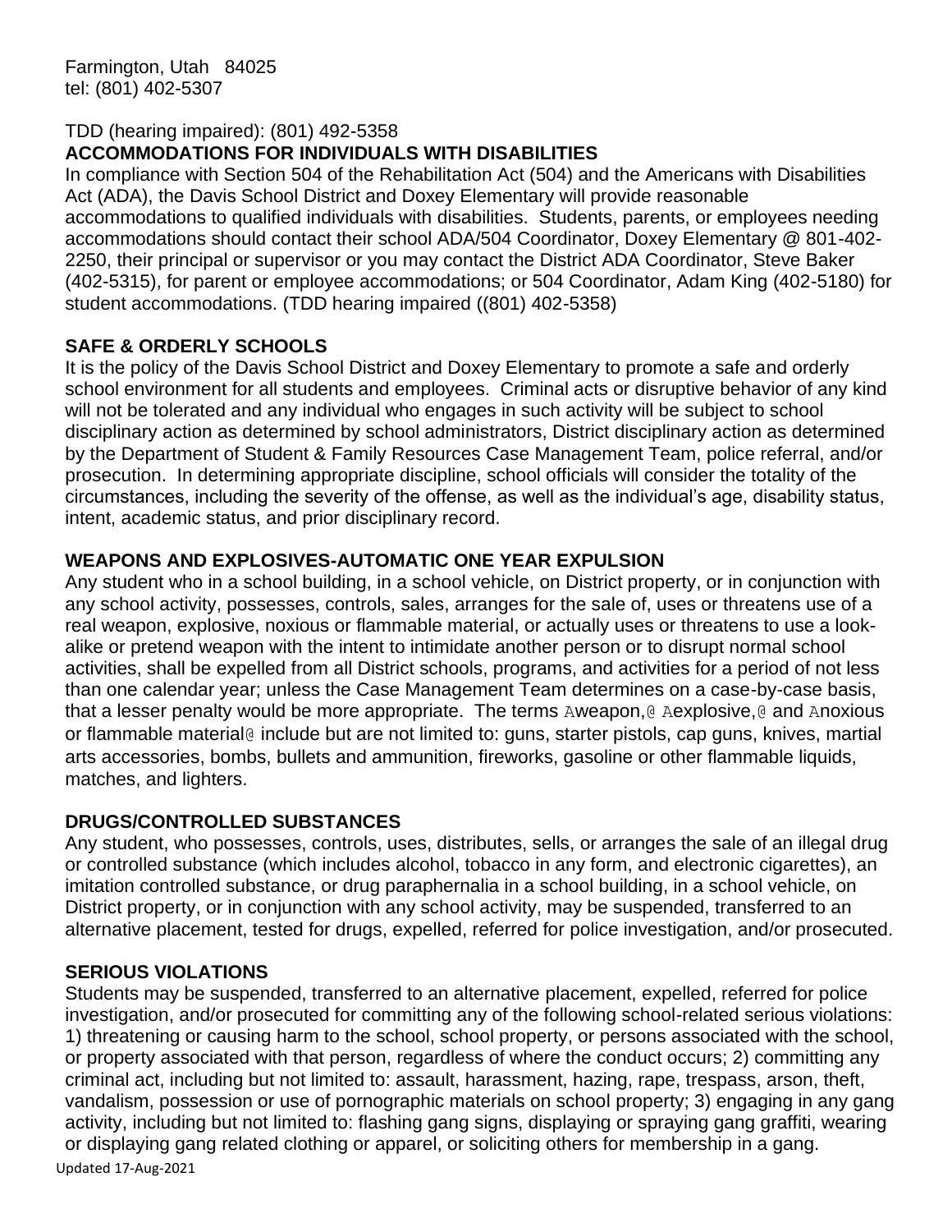Farmington, Utah 84025
tel: (801) 402-5307

TDD (hearing impaired): (801) 492-5358

## ACCOMMODATIONS FOR INDIVIDUALS WITH DISABILITIES

In compliance with Section 504 of the Rehabilitation Act (504) and the Americans with Disabilities Act (ADA), the Davis School District and Doxey Elementary will provide reasonable accommodations to qualified individuals with disabilities. Students, parents, or employees needing accommodations should contact their school ADA/504 Coordinator, Doxey Elementary @ 801-402-2250, their principal or supervisor or you may contact the District ADA Coordinator, Steve Baker (402-5315), for parent or employee accommodations; or 504 Coordinator, Adam King (402-5180) for student accommodations. (TDD hearing impaired ((801) 402-5358)

## SAFE & ORDERLY SCHOOLS

It is the policy of the Davis School District and Doxey Elementary to promote a safe and orderly school environment for all students and employees. Criminal acts or disruptive behavior of any kind will not be tolerated and any individual who engages in such activity will be subject to school disciplinary action as determined by school administrators, District disciplinary action as determined by the Department of Student & Family Resources Case Management Team, police referral, and/or prosecution. In determining appropriate discipline, school officials will consider the totality of the circumstances, including the severity of the offense, as well as the individual's age, disability status, intent, academic status, and prior disciplinary record.

## WEAPONS AND EXPLOSIVES-AUTOMATIC ONE YEAR EXPULSION

Any student who in a school building, in a school vehicle, on District property, or in conjunction with any school activity, possesses, controls, sales, arranges for the sale of, uses or threatens use of a real weapon, explosive, noxious or flammable material, or actually uses or threatens to use a look-alike or pretend weapon with the intent to intimidate another person or to disrupt normal school activities, shall be expelled from all District schools, programs, and activities for a period of not less than one calendar year; unless the Case Management Team determines on a case-by-case basis, that a lesser penalty would be more appropriate. The terms Aweapon,@ Aexplosive,@ and Anoxious or flammable material@ include but are not limited to: guns, starter pistols, cap guns, knives, martial arts accessories, bombs, bullets and ammunition, fireworks, gasoline or other flammable liquids, matches, and lighters.

## DRUGS/CONTROLLED SUBSTANCES

Any student, who possesses, controls, uses, distributes, sells, or arranges the sale of an illegal drug or controlled substance (which includes alcohol, tobacco in any form, and electronic cigarettes), an imitation controlled substance, or drug paraphernalia in a school building, in a school vehicle, on District property, or in conjunction with any school activity, may be suspended, transferred to an alternative placement, tested for drugs, expelled, referred for police investigation, and/or prosecuted.

## SERIOUS VIOLATIONS

Students may be suspended, transferred to an alternative placement, expelled, referred for police investigation, and/or prosecuted for committing any of the following school-related serious violations: 1) threatening or causing harm to the school, school property, or persons associated with the school, or property associated with that person, regardless of where the conduct occurs; 2) committing any criminal act, including but not limited to: assault, harassment, hazing, rape, trespass, arson, theft, vandalism, possession or use of pornographic materials on school property; 3) engaging in any gang activity, including but not limited to: flashing gang signs, displaying or spraying gang graffiti, wearing or displaying gang related clothing or apparel, or soliciting others for membership in a gang.

Updated 17-Aug-2021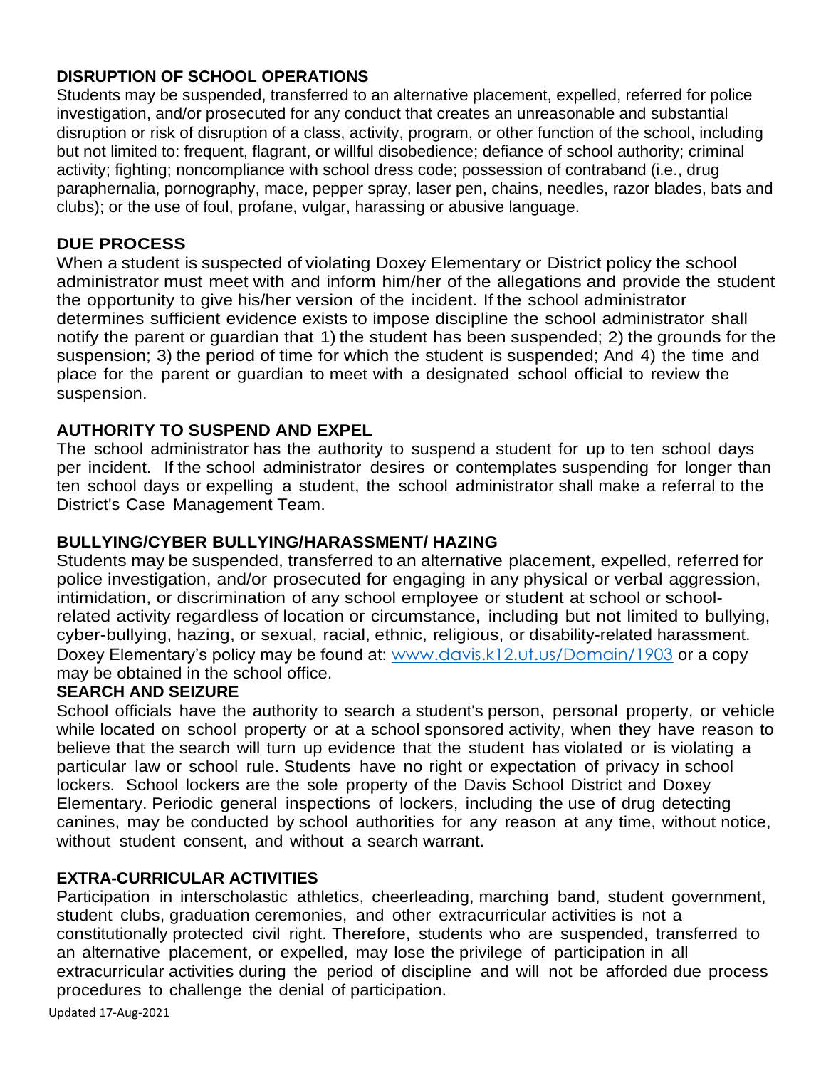## DISRUPTION OF SCHOOL OPERATIONS

Students may be suspended, transferred to an alternative placement, expelled, referred for police investigation, and/or prosecuted for any conduct that creates an unreasonable and substantial disruption or risk of disruption of a class, activity, program, or other function of the school, including but not limited to: frequent, flagrant, or willful disobedience; defiance of school authority; criminal activity; fighting; noncompliance with school dress code; possession of contraband (i.e., drug paraphernalia, pornography, mace, pepper spray, laser pen, chains, needles, razor blades, bats and clubs); or the use of foul, profane, vulgar, harassing or abusive language.

## DUE PROCESS

When a student is suspected of violating Doxey Elementary or District policy the school administrator must meet with and inform him/her of the allegations and provide the student the opportunity to give his/her version of the incident. If the school administrator determines sufficient evidence exists to impose discipline the school administrator shall notify the parent or guardian that 1) the student has been suspended; 2) the grounds for the suspension; 3) the period of time for which the student is suspended; And 4) the time and place for the parent or guardian to meet with a designated school official to review the suspension.

## AUTHORITY TO SUSPEND AND EXPEL

The school administrator has the authority to suspend a student for up to ten school days per incident. If the school administrator desires or contemplates suspending for longer than ten school days or expelling a student, the school administrator shall make a referral to the District's Case Management Team.

## BULLYING/CYBER BULLYING/HARASSMENT/ HAZING

Students may be suspended, transferred to an alternative placement, expelled, referred for police investigation, and/or prosecuted for engaging in any physical or verbal aggression, intimidation, or discrimination of any school employee or student at school or school-related activity regardless of location or circumstance, including but not limited to bullying, cyber-bullying, hazing, or sexual, racial, ethnic, religious, or disability-related harassment. Doxey Elementary's policy may be found at: [www.davis.k12.ut.us/Domain/1903](www.davis.k12.ut.us/Domain/1903) or a copy may be obtained in the school office.

## SEARCH AND SEIZURE

School officials have the authority to search a student's person, personal property, or vehicle while located on school property or at a school sponsored activity, when they have reason to believe that the search will turn up evidence that the student has violated or is violating a particular law or school rule. Students have no right or expectation of privacy in school lockers. School lockers are the sole property of the Davis School District and Doxey Elementary. Periodic general inspections of lockers, including the use of drug detecting canines, may be conducted by school authorities for any reason at any time, without notice, without student consent, and without a search warrant.

## EXTRA-CURRICULAR ACTIVITIES

Participation in interscholastic athletics, cheerleading, marching band, student government, student clubs, graduation ceremonies, and other extracurricular activities is not a constitutionally protected civil right. Therefore, students who are suspended, transferred to an alternative placement, or expelled, may lose the privilege of participation in all extracurricular activities during the period of discipline and will not be afforded due process procedures to challenge the denial of participation.

Updated 17-Aug-2021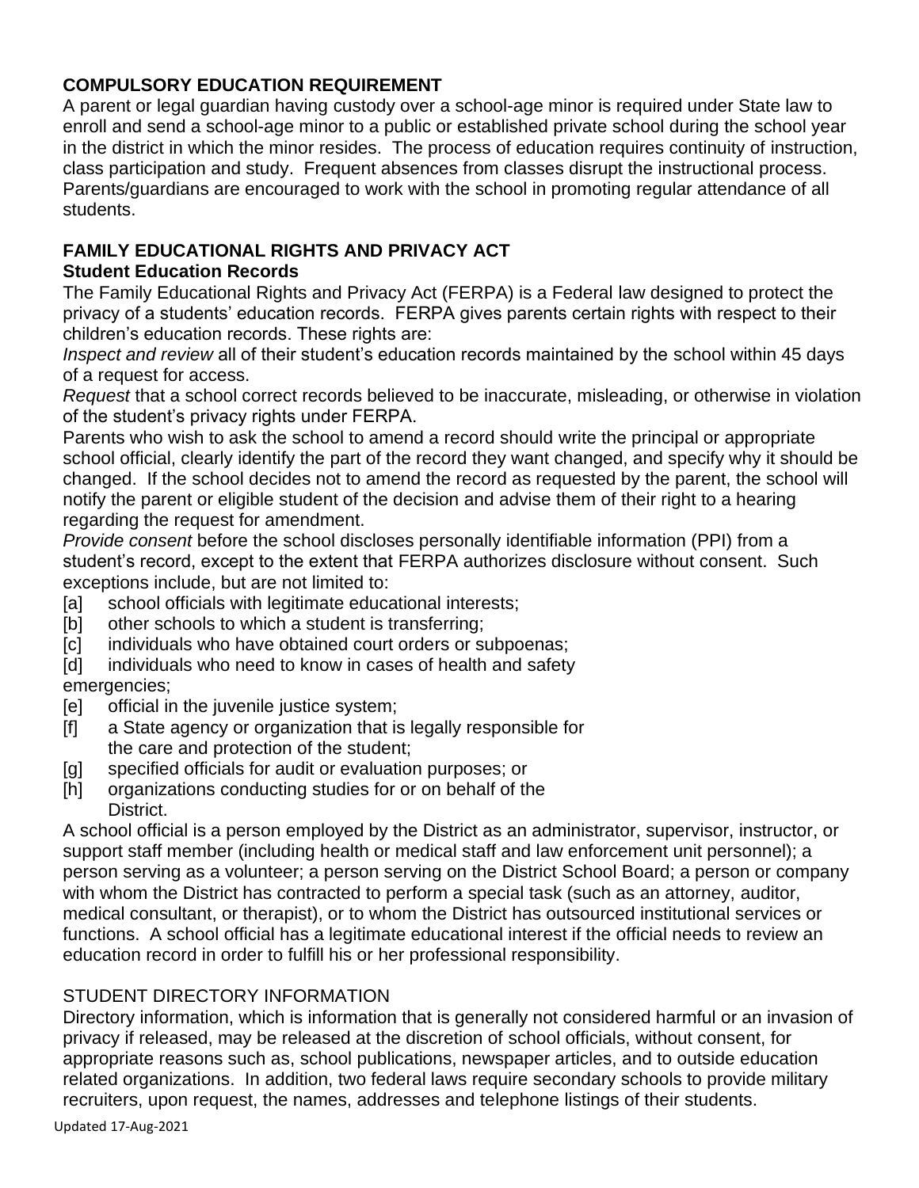## COMPULSORY EDUCATION REQUIREMENT

A parent or legal guardian having custody over a school-age minor is required under State law to enroll and send a school-age minor to a public or established private school during the school year in the district in which the minor resides. The process of education requires continuity of instruction, class participation and study. Frequent absences from classes disrupt the instructional process. Parents/guardians are encouraged to work with the school in promoting regular attendance of all students.

## FAMILY EDUCATIONAL RIGHTS AND PRIVACY ACT

### Student Education Records

The Family Educational Rights and Privacy Act (FERPA) is a Federal law designed to protect the privacy of a students' education records. FERPA gives parents certain rights with respect to their children's education records. These rights are:

*Inspect and review* all of their student's education records maintained by the school within 45 days of a request for access.

*Request* that a school correct records believed to be inaccurate, misleading, or otherwise in violation of the student's privacy rights under FERPA.

Parents who wish to ask the school to amend a record should write the principal or appropriate school official, clearly identify the part of the record they want changed, and specify why it should be changed. If the school decides not to amend the record as requested by the parent, the school will notify the parent or eligible student of the decision and advise them of their right to a hearing regarding the request for amendment.

*Provide consent* before the school discloses personally identifiable information (PPI) from a student's record, except to the extent that FERPA authorizes disclosure without consent. Such exceptions include, but are not limited to:

[a] school officials with legitimate educational interests;
[b] other schools to which a student is transferring;
[c] individuals who have obtained court orders or subpoenas;
[d] individuals who need to know in cases of health and safety emergencies;
[e] official in the juvenile justice system;
[f] a State agency or organization that is legally responsible for the care and protection of the student;
[g] specified officials for audit or evaluation purposes; or
[h] organizations conducting studies for or on behalf of the District.

A school official is a person employed by the District as an administrator, supervisor, instructor, or support staff member (including health or medical staff and law enforcement unit personnel); a person serving as a volunteer; a person serving on the District School Board; a person or company with whom the District has contracted to perform a special task (such as an attorney, auditor, medical consultant, or therapist), or to whom the District has outsourced institutional services or functions. A school official has a legitimate educational interest if the official needs to review an education record in order to fulfill his or her professional responsibility.

### STUDENT DIRECTORY INFORMATION

Directory information, which is information that is generally not considered harmful or an invasion of privacy if released, may be released at the discretion of school officials, without consent, for appropriate reasons such as, school publications, newspaper articles, and to outside education related organizations. In addition, two federal laws require secondary schools to provide military recruiters, upon request, the names, addresses and telephone listings of their students.

Updated 17-Aug-2021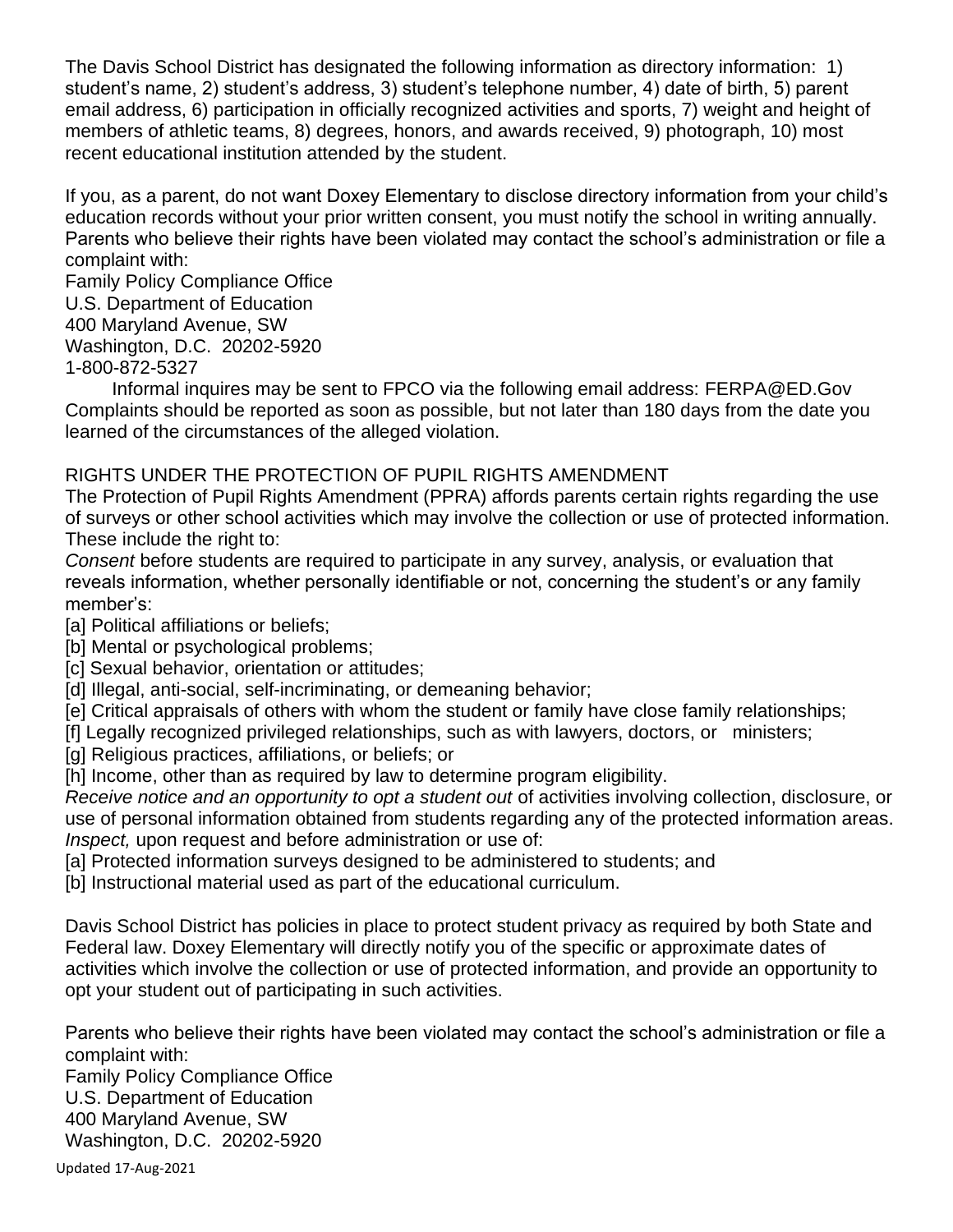The Davis School District has designated the following information as directory information: 1) student's name, 2) student's address, 3) student's telephone number, 4) date of birth, 5) parent email address, 6) participation in officially recognized activities and sports, 7) weight and height of members of athletic teams, 8) degrees, honors, and awards received, 9) photograph, 10) most recent educational institution attended by the student.

If you, as a parent, do not want Doxey Elementary to disclose directory information from your child's education records without your prior written consent, you must notify the school in writing annually. Parents who believe their rights have been violated may contact the school's administration or file a complaint with:

Family Policy Compliance Office
U.S. Department of Education
400 Maryland Avenue, SW
Washington, D.C. 20202-5920
1-800-872-5327

Informal inquires may be sent to FPCO via the following email address: FERPA@ED.Gov

Complaints should be reported as soon as possible, but not later than 180 days from the date you learned of the circumstances of the alleged violation.

RIGHTS UNDER THE PROTECTION OF PUPIL RIGHTS AMENDMENT

The Protection of Pupil Rights Amendment (PPRA) affords parents certain rights regarding the use of surveys or other school activities which may involve the collection or use of protected information. These include the right to:

*Consent* before students are required to participate in any survey, analysis, or evaluation that reveals information, whether personally identifiable or not, concerning the student's or any family member's:

[a] Political affiliations or beliefs;
[b] Mental or psychological problems;
[c] Sexual behavior, orientation or attitudes;
[d] Illegal, anti-social, self-incriminating, or demeaning behavior;
[e] Critical appraisals of others with whom the student or family have close family relationships;
[f] Legally recognized privileged relationships, such as with lawyers, doctors, or ministers;
[g] Religious practices, affiliations, or beliefs; or
[h] Income, other than as required by law to determine program eligibility.

*Receive notice and an opportunity to opt a student out* of activities involving collection, disclosure, or use of personal information obtained from students regarding any of the protected information areas.

*Inspect,* upon request and before administration or use of:

[a] Protected information surveys designed to be administered to students; and
[b] Instructional material used as part of the educational curriculum.

Davis School District has policies in place to protect student privacy as required by both State and Federal law. Doxey Elementary will directly notify you of the specific or approximate dates of activities which involve the collection or use of protected information, and provide an opportunity to opt your student out of participating in such activities.

Parents who believe their rights have been violated may contact the school's administration or file a complaint with:

Family Policy Compliance Office
U.S. Department of Education
400 Maryland Avenue, SW
Washington, D.C. 20202-5920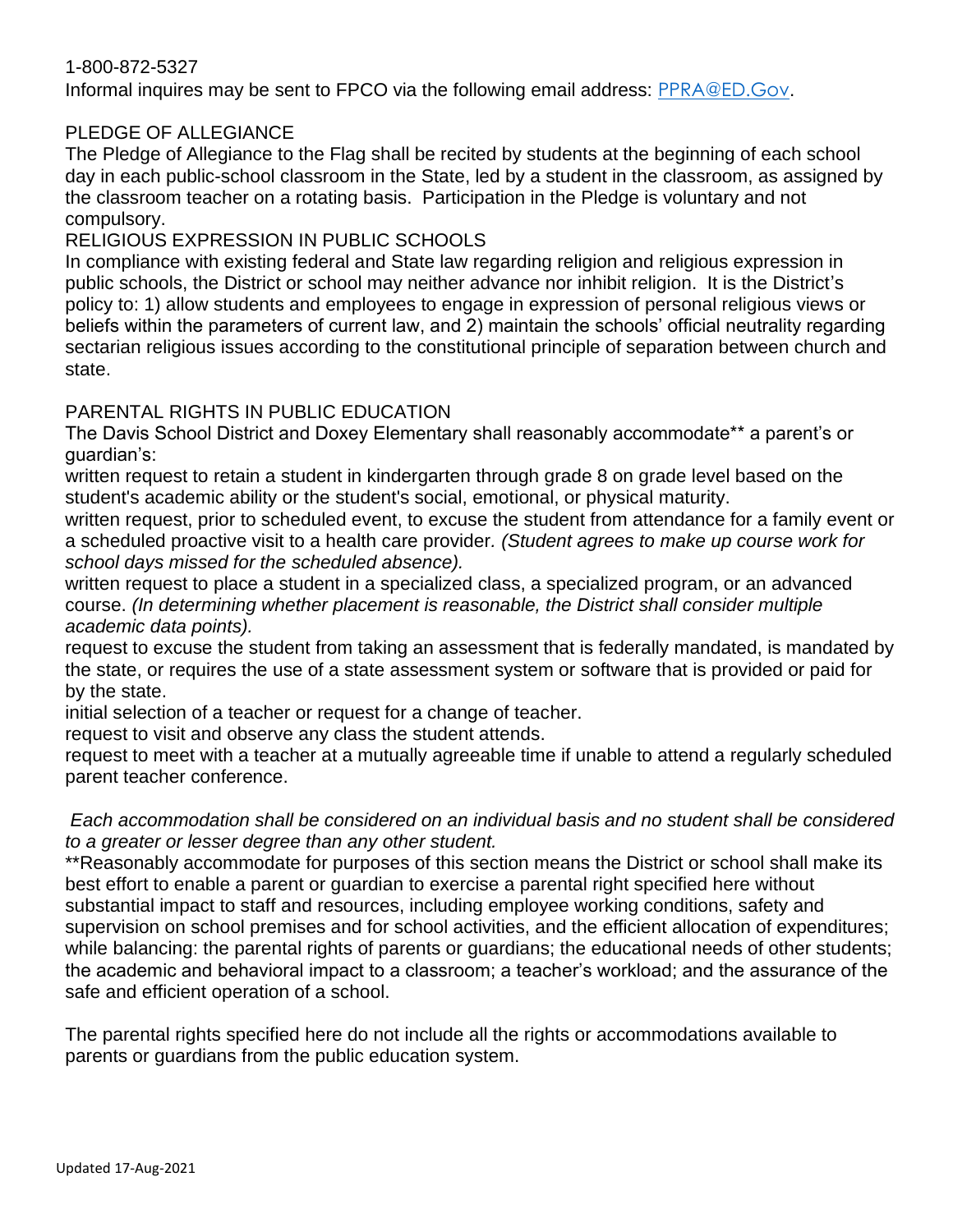1-800-872-5327

Informal inquires may be sent to FPCO via the following email address: PPRA@ED.Gov.

## PLEDGE OF ALLEGIANCE

The Pledge of Allegiance to the Flag shall be recited by students at the beginning of each school day in each public-school classroom in the State, led by a student in the classroom, as assigned by the classroom teacher on a rotating basis. Participation in the Pledge is voluntary and not compulsory.

## RELIGIOUS EXPRESSION IN PUBLIC SCHOOLS

In compliance with existing federal and State law regarding religion and religious expression in public schools, the District or school may neither advance nor inhibit religion. It is the District's policy to: 1) allow students and employees to engage in expression of personal religious views or beliefs within the parameters of current law, and 2) maintain the schools' official neutrality regarding sectarian religious issues according to the constitutional principle of separation between church and state.

## PARENTAL RIGHTS IN PUBLIC EDUCATION

The Davis School District and Doxey Elementary shall reasonably accommodate** a parent's or guardian's:

written request to retain a student in kindergarten through grade 8 on grade level based on the student's academic ability or the student's social, emotional, or physical maturity.

written request, prior to scheduled event, to excuse the student from attendance for a family event or a scheduled proactive visit to a health care provider. *(Student agrees to make up course work for school days missed for the scheduled absence).*

written request to place a student in a specialized class, a specialized program, or an advanced course. *(In determining whether placement is reasonable, the District shall consider multiple academic data points).*

request to excuse the student from taking an assessment that is federally mandated, is mandated by the state, or requires the use of a state assessment system or software that is provided or paid for by the state.

initial selection of a teacher or request for a change of teacher.

request to visit and observe any class the student attends.

request to meet with a teacher at a mutually agreeable time if unable to attend a regularly scheduled parent teacher conference.

*Each accommodation shall be considered on an individual basis and no student shall be considered to a greater or lesser degree than any other student.*

**Reasonably accommodate for purposes of this section means the District or school shall make its best effort to enable a parent or guardian to exercise a parental right specified here without substantial impact to staff and resources, including employee working conditions, safety and supervision on school premises and for school activities, and the efficient allocation of expenditures; while balancing: the parental rights of parents or guardians; the educational needs of other students; the academic and behavioral impact to a classroom; a teacher's workload; and the assurance of the safe and efficient operation of a school.

The parental rights specified here do not include all the rights or accommodations available to parents or guardians from the public education system.

Updated 17-Aug-2021